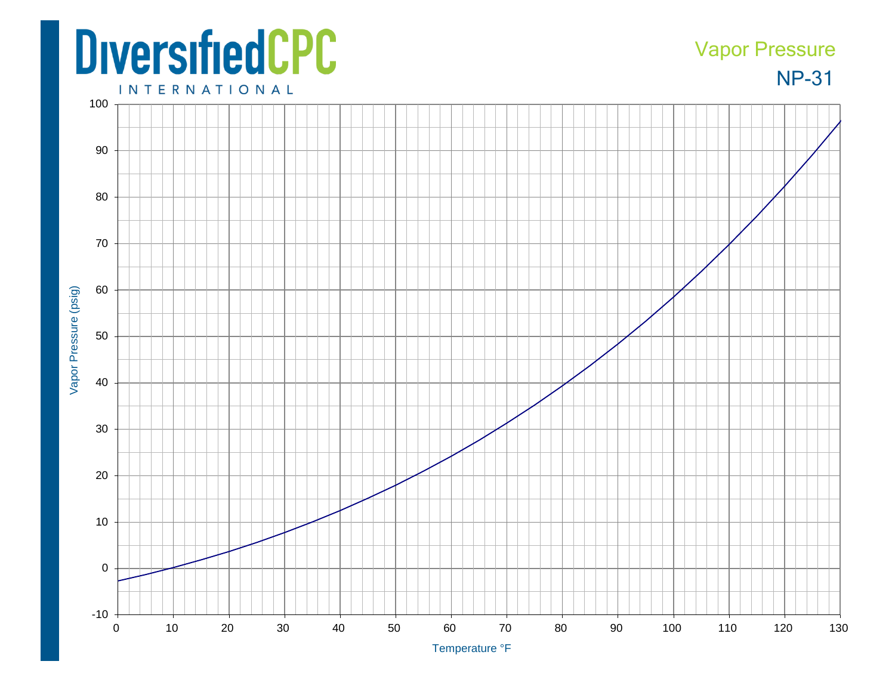DiversifiedCPC INTERNATIONAL

# Vapor Pressure

## NP-31

Vapor Pressure (psig)

Temperature °F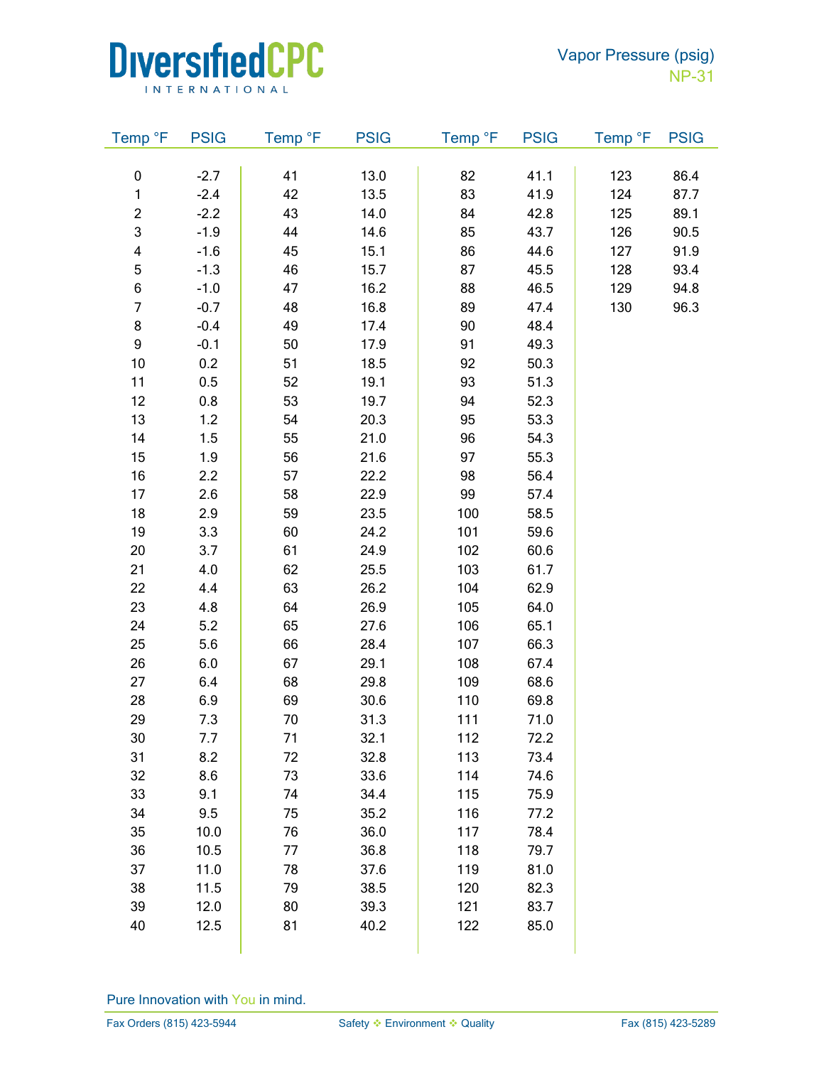DiversifiedCPC INTERNATIONAL

Vapor Pressure (psig)
NP-31

| Temp °F | PSIG | Temp °F | PSIG | Temp °F | PSIG | Temp °F | PSIG |
|---|---|---|---|---|---|---|---|
| 0 | -2.7 | 41 | 13.0 | 82 | 41.1 | 123 | 86.4 |
| 1 | -2.4 | 42 | 13.5 | 83 | 41.9 | 124 | 87.7 |
| 2 | -2.2 | 43 | 14.0 | 84 | 42.8 | 125 | 89.1 |
| 3 | -1.9 | 44 | 14.6 | 85 | 43.7 | 126 | 90.5 |
| 4 | -1.6 | 45 | 15.1 | 86 | 44.6 | 127 | 91.9 |
| 5 | -1.3 | 46 | 15.7 | 87 | 45.5 | 128 | 93.4 |
| 6 | -1.0 | 47 | 16.2 | 88 | 46.5 | 129 | 94.8 |
| 7 | -0.7 | 48 | 16.8 | 89 | 47.4 | 130 | 96.3 |
| 8 | -0.4 | 49 | 17.4 | 90 | 48.4 | | |
| 9 | -0.1 | 50 | 17.9 | 91 | 49.3 | | |
| 10 | 0.2 | 51 | 18.5 | 92 | 50.3 | | |
| 11 | 0.5 | 52 | 19.1 | 93 | 51.3 | | |
| 12 | 0.8 | 53 | 19.7 | 94 | 52.3 | | |
| 13 | 1.2 | 54 | 20.3 | 95 | 53.3 | | |
| 14 | 1.5 | 55 | 21.0 | 96 | 54.3 | | |
| 15 | 1.9 | 56 | 21.6 | 97 | 55.3 | | |
| 16 | 2.2 | 57 | 22.2 | 98 | 56.4 | | |
| 17 | 2.6 | 58 | 22.9 | 99 | 57.4 | | |
| 18 | 2.9 | 59 | 23.5 | 100 | 58.5 | | |
| 19 | 3.3 | 60 | 24.2 | 101 | 59.6 | | |
| 20 | 3.7 | 61 | 24.9 | 102 | 60.6 | | |
| 21 | 4.0 | 62 | 25.5 | 103 | 61.7 | | |
| 22 | 4.4 | 63 | 26.2 | 104 | 62.9 | | |
| 23 | 4.8 | 64 | 26.9 | 105 | 64.0 | | |
| 24 | 5.2 | 65 | 27.6 | 106 | 65.1 | | |
| 25 | 5.6 | 66 | 28.4 | 107 | 66.3 | | |
| 26 | 6.0 | 67 | 29.1 | 108 | 67.4 | | |
| 27 | 6.4 | 68 | 29.8 | 109 | 68.6 | | |
| 28 | 6.9 | 69 | 30.6 | 110 | 69.8 | | |
| 29 | 7.3 | 70 | 31.3 | 111 | 71.0 | | |
| 30 | 7.7 | 71 | 32.1 | 112 | 72.2 | | |
| 31 | 8.2 | 72 | 32.8 | 113 | 73.4 | | |
| 32 | 8.6 | 73 | 33.6 | 114 | 74.6 | | |
| 33 | 9.1 | 74 | 34.4 | 115 | 75.9 | | |
| 34 | 9.5 | 75 | 35.2 | 116 | 77.2 | | |
| 35 | 10.0 | 76 | 36.0 | 117 | 78.4 | | |
| 36 | 10.5 | 77 | 36.8 | 118 | 79.7 | | |
| 37 | 11.0 | 78 | 37.6 | 119 | 81.0 | | |
| 38 | 11.5 | 79 | 38.5 | 120 | 82.3 | | |
| 39 | 12.0 | 80 | 39.3 | 121 | 83.7 | | |
| 40 | 12.5 | 81 | 40.2 | 122 | 85.0 | | |

Pure Innovation with You in mind.

Fax Orders (815) 423-5944 Safety ❖ Environment ❖ Quality Fax (815) 423-5289